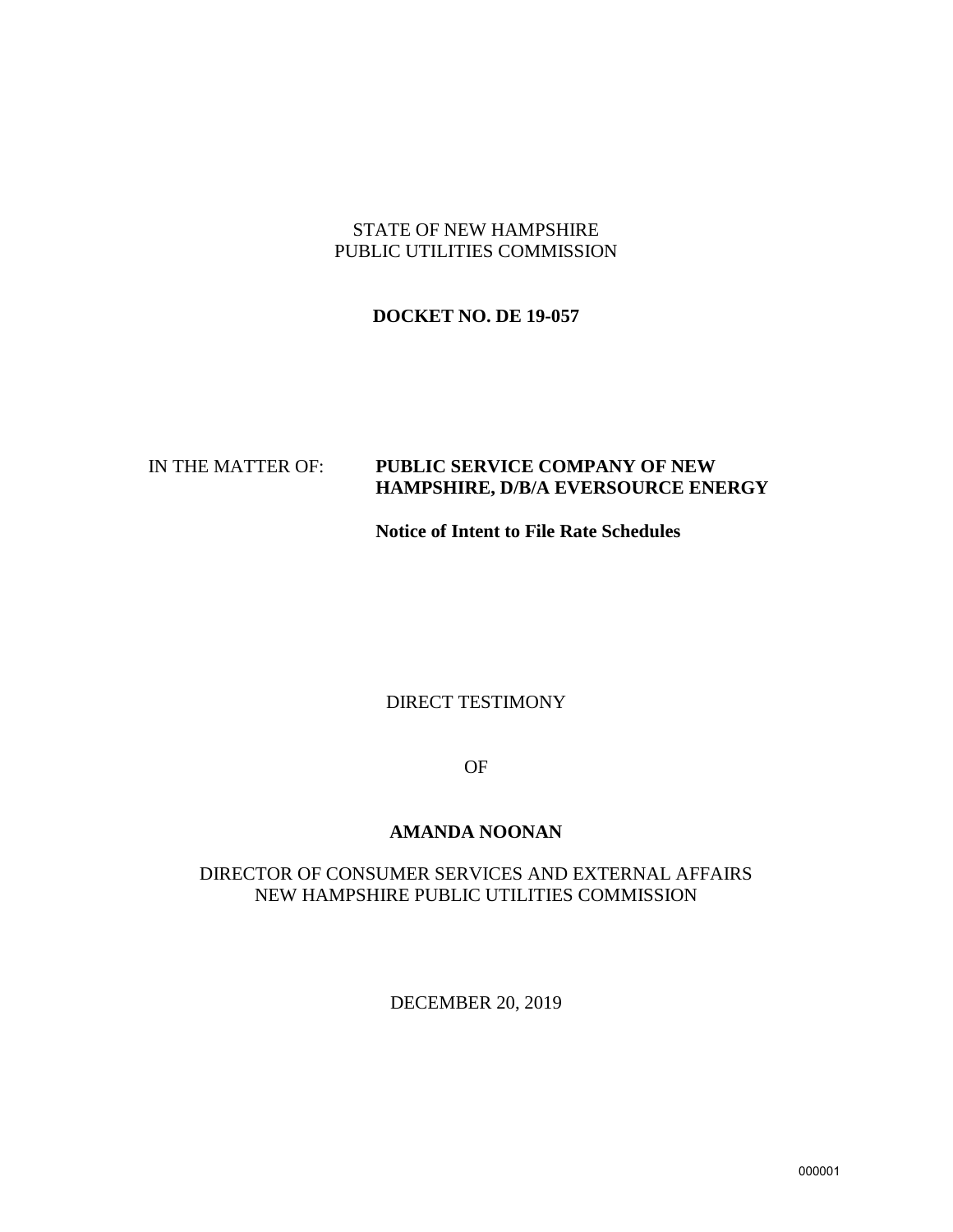STATE OF NEW HAMPSHIRE
PUBLIC UTILITIES COMMISSION

**DOCKET NO. DE 19-057**

IN THE MATTER OF: **PUBLIC SERVICE COMPANY OF NEW HAMPSHIRE, D/B/A EVERSOURCE ENERGY**

**Notice of Intent to File Rate Schedules**

DIRECT TESTIMONY

OF

**AMANDA NOONAN**

DIRECTOR OF CONSUMER SERVICES AND EXTERNAL AFFAIRS
NEW HAMPSHIRE PUBLIC UTILITIES COMMISSION

DECEMBER 20, 2019

000001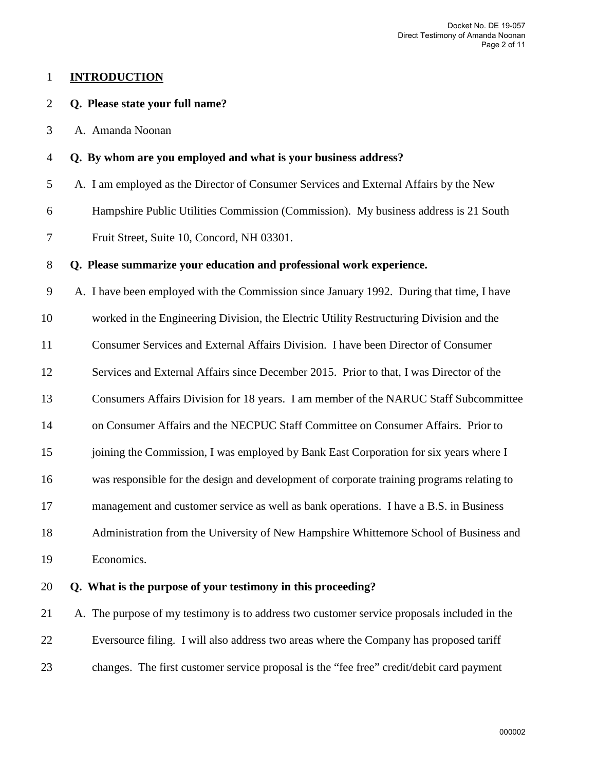**INTRODUCTION**

**Q. Please state your full name?**

A. Amanda Noonan

**Q. By whom are you employed and what is your business address?**

A. I am employed as the Director of Consumer Services and External Affairs by the New Hampshire Public Utilities Commission (Commission). My business address is 21 South Fruit Street, Suite 10, Concord, NH 03301.

**Q. Please summarize your education and professional work experience.**

A. I have been employed with the Commission since January 1992. During that time, I have worked in the Engineering Division, the Electric Utility Restructuring Division and the Consumer Services and External Affairs Division. I have been Director of Consumer Services and External Affairs since December 2015. Prior to that, I was Director of the Consumers Affairs Division for 18 years. I am member of the NARUC Staff Subcommittee on Consumer Affairs and the NECPUC Staff Committee on Consumer Affairs. Prior to joining the Commission, I was employed by Bank East Corporation for six years where I was responsible for the design and development of corporate training programs relating to management and customer service as well as bank operations. I have a B.S. in Business Administration from the University of New Hampshire Whittemore School of Business and Economics.

**Q. What is the purpose of your testimony in this proceeding?**

A. The purpose of my testimony is to address two customer service proposals included in the Eversource filing. I will also address two areas where the Company has proposed tariff changes. The first customer service proposal is the "fee free" credit/debit card payment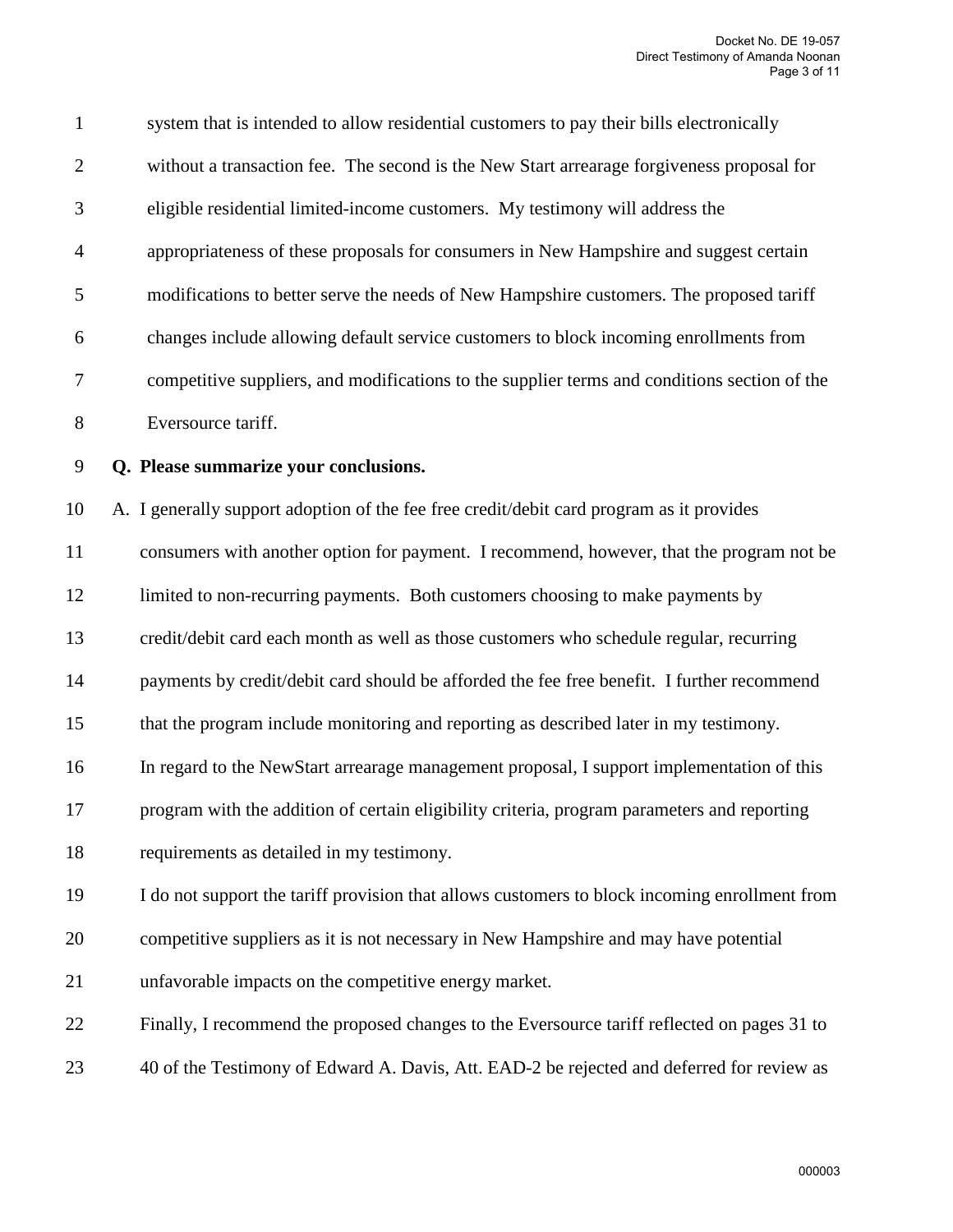system that is intended to allow residential customers to pay their bills electronically without a transaction fee. The second is the New Start arrearage forgiveness proposal for eligible residential limited-income customers. My testimony will address the appropriateness of these proposals for consumers in New Hampshire and suggest certain modifications to better serve the needs of New Hampshire customers. The proposed tariff changes include allowing default service customers to block incoming enrollments from competitive suppliers, and modifications to the supplier terms and conditions section of the Eversource tariff.

**Q. Please summarize your conclusions.**

A. I generally support adoption of the fee free credit/debit card program as it provides consumers with another option for payment. I recommend, however, that the program not be limited to non-recurring payments. Both customers choosing to make payments by credit/debit card each month as well as those customers who schedule regular, recurring payments by credit/debit card should be afforded the fee free benefit. I further recommend that the program include monitoring and reporting as described later in my testimony.

In regard to the NewStart arrearage management proposal, I support implementation of this program with the addition of certain eligibility criteria, program parameters and reporting requirements as detailed in my testimony.

I do not support the tariff provision that allows customers to block incoming enrollment from competitive suppliers as it is not necessary in New Hampshire and may have potential unfavorable impacts on the competitive energy market.

Finally, I recommend the proposed changes to the Eversource tariff reflected on pages 31 to 40 of the Testimony of Edward A. Davis, Att. EAD-2 be rejected and deferred for review as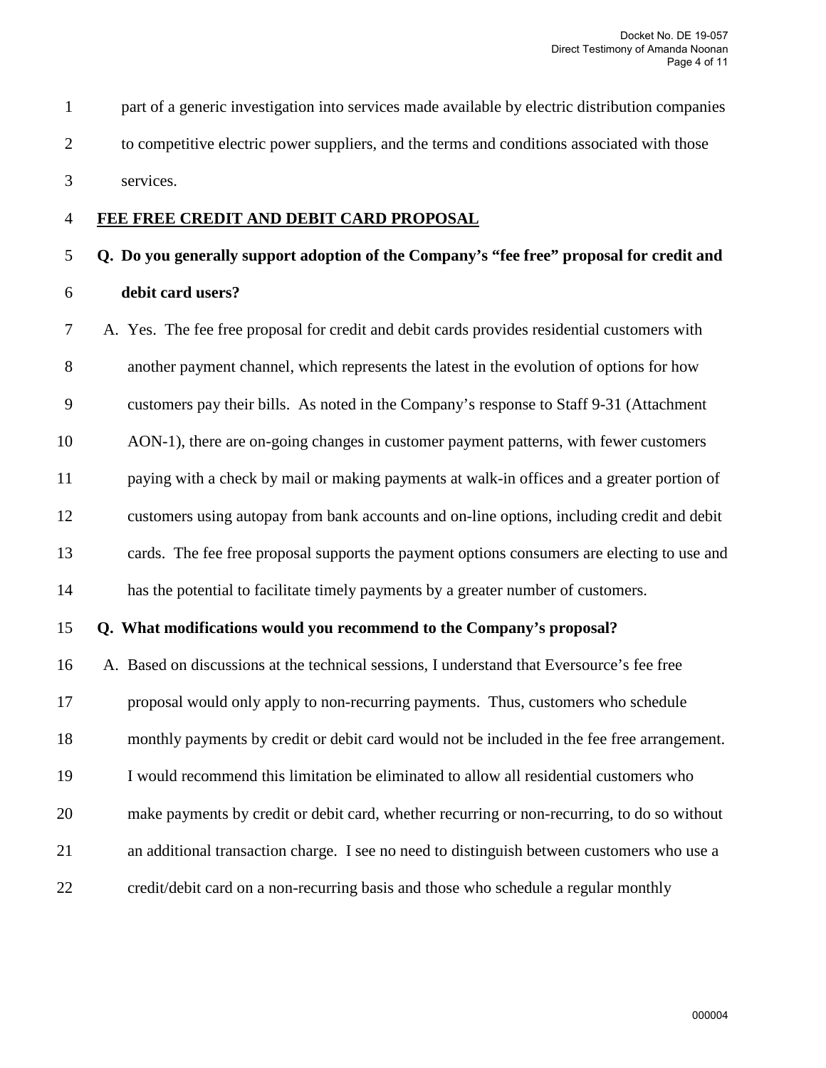part of a generic investigation into services made available by electric distribution companies to competitive electric power suppliers, and the terms and conditions associated with those services.

**FEE FREE CREDIT AND DEBIT CARD PROPOSAL**

**Q. Do you generally support adoption of the Company's "fee free" proposal for credit and debit card users?**

A. Yes. The fee free proposal for credit and debit cards provides residential customers with another payment channel, which represents the latest in the evolution of options for how customers pay their bills. As noted in the Company's response to Staff 9-31 (Attachment AON-1), there are on-going changes in customer payment patterns, with fewer customers paying with a check by mail or making payments at walk-in offices and a greater portion of customers using autopay from bank accounts and on-line options, including credit and debit cards. The fee free proposal supports the payment options consumers are electing to use and has the potential to facilitate timely payments by a greater number of customers.

**Q. What modifications would you recommend to the Company's proposal?**

A. Based on discussions at the technical sessions, I understand that Eversource's fee free proposal would only apply to non-recurring payments. Thus, customers who schedule monthly payments by credit or debit card would not be included in the fee free arrangement. I would recommend this limitation be eliminated to allow all residential customers who make payments by credit or debit card, whether recurring or non-recurring, to do so without an additional transaction charge. I see no need to distinguish between customers who use a credit/debit card on a non-recurring basis and those who schedule a regular monthly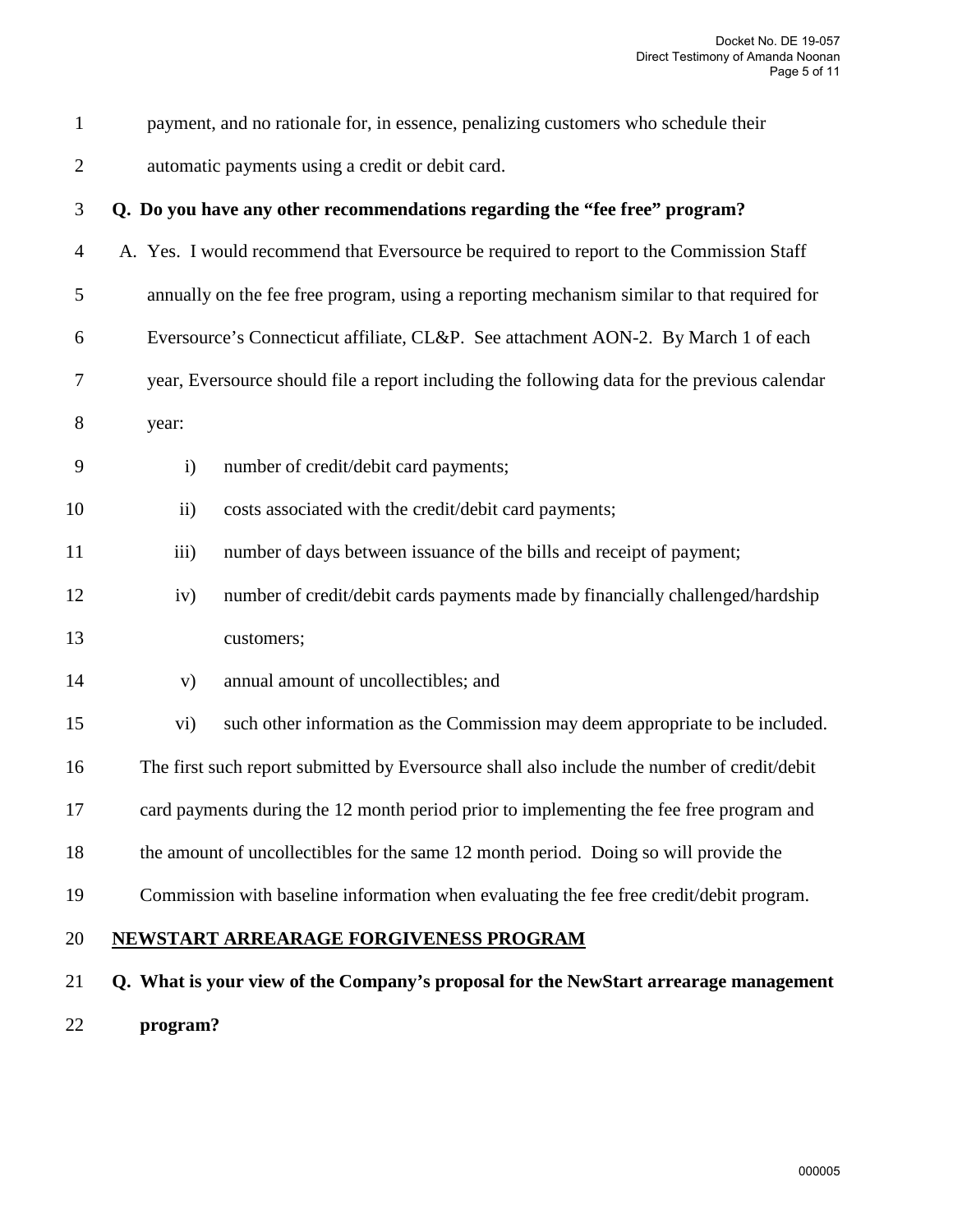payment, and no rationale for, in essence, penalizing customers who schedule their automatic payments using a credit or debit card.

**Q. Do you have any other recommendations regarding the "fee free" program?**

A. Yes. I would recommend that Eversource be required to report to the Commission Staff annually on the fee free program, using a reporting mechanism similar to that required for Eversource's Connecticut affiliate, CL&P. See attachment AON-2. By March 1 of each year, Eversource should file a report including the following data for the previous calendar year:

i) number of credit/debit card payments;

ii) costs associated with the credit/debit card payments;

iii) number of days between issuance of the bills and receipt of payment;

iv) number of credit/debit cards payments made by financially challenged/hardship customers;

v) annual amount of uncollectibles; and

vi) such other information as the Commission may deem appropriate to be included.

The first such report submitted by Eversource shall also include the number of credit/debit card payments during the 12 month period prior to implementing the fee free program and the amount of uncollectibles for the same 12 month period. Doing so will provide the Commission with baseline information when evaluating the fee free credit/debit program.

## NEWSTART ARREARAGE FORGIVENESS PROGRAM

**Q. What is your view of the Company's proposal for the NewStart arrearage management program?**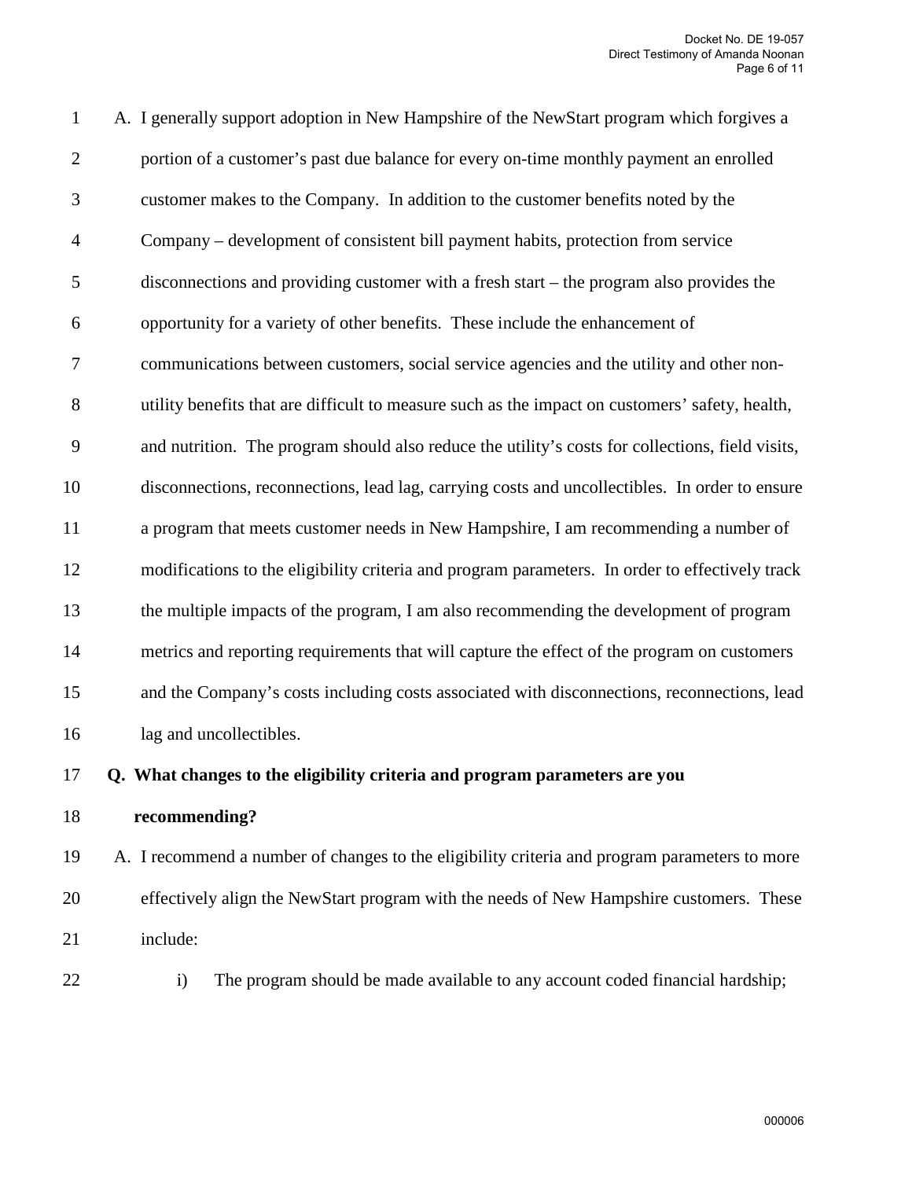A. I generally support adoption in New Hampshire of the NewStart program which forgives a portion of a customer's past due balance for every on-time monthly payment an enrolled customer makes to the Company. In addition to the customer benefits noted by the Company – development of consistent bill payment habits, protection from service disconnections and providing customer with a fresh start – the program also provides the opportunity for a variety of other benefits. These include the enhancement of communications between customers, social service agencies and the utility and other non-utility benefits that are difficult to measure such as the impact on customers' safety, health, and nutrition. The program should also reduce the utility's costs for collections, field visits, disconnections, reconnections, lead lag, carrying costs and uncollectibles. In order to ensure a program that meets customer needs in New Hampshire, I am recommending a number of modifications to the eligibility criteria and program parameters. In order to effectively track the multiple impacts of the program, I am also recommending the development of program metrics and reporting requirements that will capture the effect of the program on customers and the Company's costs including costs associated with disconnections, reconnections, lead lag and uncollectibles.

**Q. What changes to the eligibility criteria and program parameters are you recommending?**

A. I recommend a number of changes to the eligibility criteria and program parameters to more effectively align the NewStart program with the needs of New Hampshire customers. These include:

i) The program should be made available to any account coded financial hardship;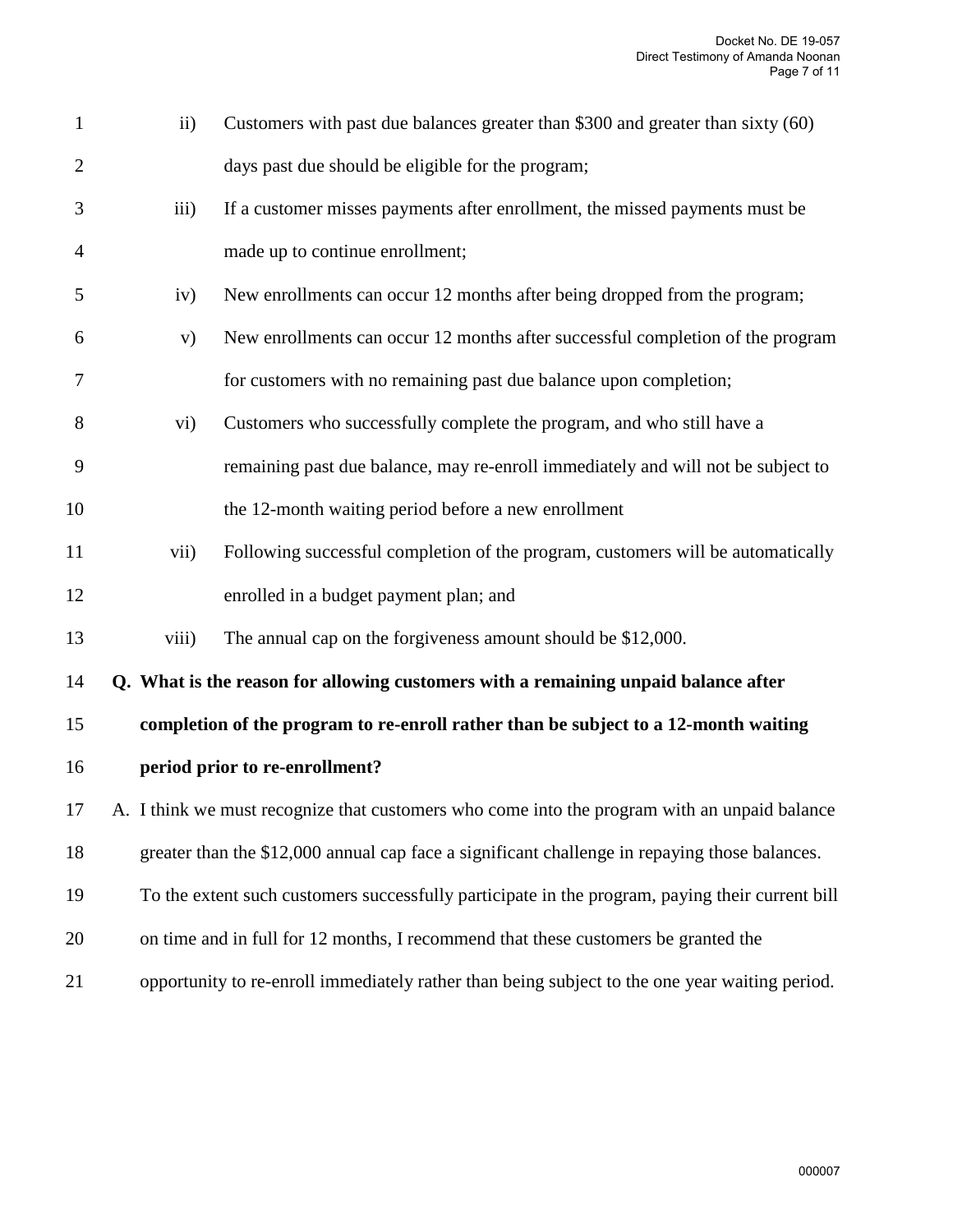ii) Customers with past due balances greater than $300 and greater than sixty (60) days past due should be eligible for the program;

iii) If a customer misses payments after enrollment, the missed payments must be made up to continue enrollment;

iv) New enrollments can occur 12 months after being dropped from the program;

v) New enrollments can occur 12 months after successful completion of the program for customers with no remaining past due balance upon completion;

vi) Customers who successfully complete the program, and who still have a remaining past due balance, may re-enroll immediately and will not be subject to the 12-month waiting period before a new enrollment

vii) Following successful completion of the program, customers will be automatically enrolled in a budget payment plan; and

viii) The annual cap on the forgiveness amount should be $12,000.

**Q. What is the reason for allowing customers with a remaining unpaid balance after completion of the program to re-enroll rather than be subject to a 12-month waiting period prior to re-enrollment?**

A. I think we must recognize that customers who come into the program with an unpaid balance greater than the $12,000 annual cap face a significant challenge in repaying those balances. To the extent such customers successfully participate in the program, paying their current bill on time and in full for 12 months, I recommend that these customers be granted the opportunity to re-enroll immediately rather than being subject to the one year waiting period.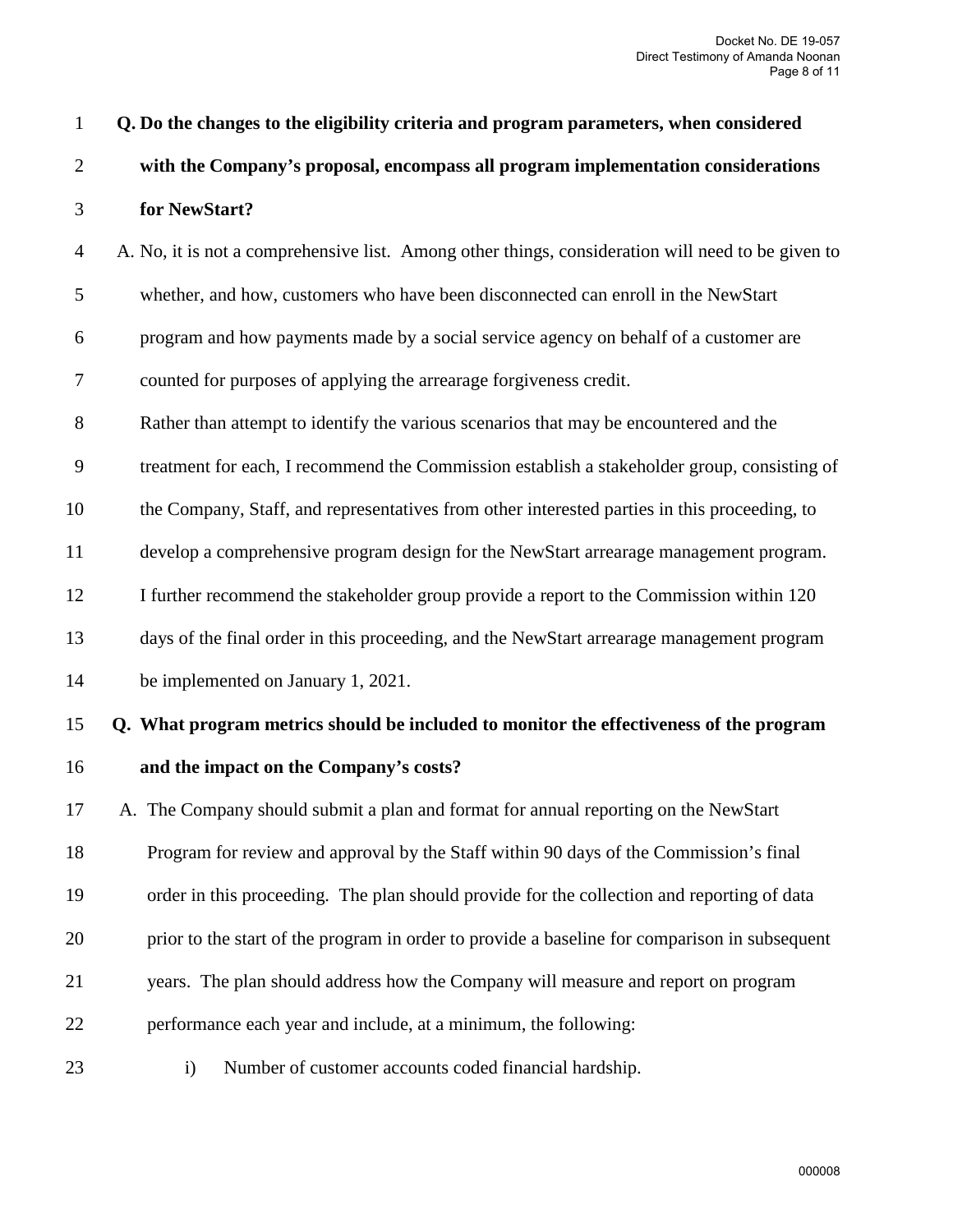**Q. Do the changes to the eligibility criteria and program parameters, when considered with the Company's proposal, encompass all program implementation considerations for NewStart?**

A. No, it is not a comprehensive list. Among other things, consideration will need to be given to whether, and how, customers who have been disconnected can enroll in the NewStart program and how payments made by a social service agency on behalf of a customer are counted for purposes of applying the arrearage forgiveness credit.

Rather than attempt to identify the various scenarios that may be encountered and the treatment for each, I recommend the Commission establish a stakeholder group, consisting of the Company, Staff, and representatives from other interested parties in this proceeding, to develop a comprehensive program design for the NewStart arrearage management program. I further recommend the stakeholder group provide a report to the Commission within 120 days of the final order in this proceeding, and the NewStart arrearage management program be implemented on January 1, 2021.

**Q. What program metrics should be included to monitor the effectiveness of the program and the impact on the Company's costs?**

A. The Company should submit a plan and format for annual reporting on the NewStart Program for review and approval by the Staff within 90 days of the Commission's final order in this proceeding. The plan should provide for the collection and reporting of data prior to the start of the program in order to provide a baseline for comparison in subsequent years. The plan should address how the Company will measure and report on program performance each year and include, at a minimum, the following:

i) Number of customer accounts coded financial hardship.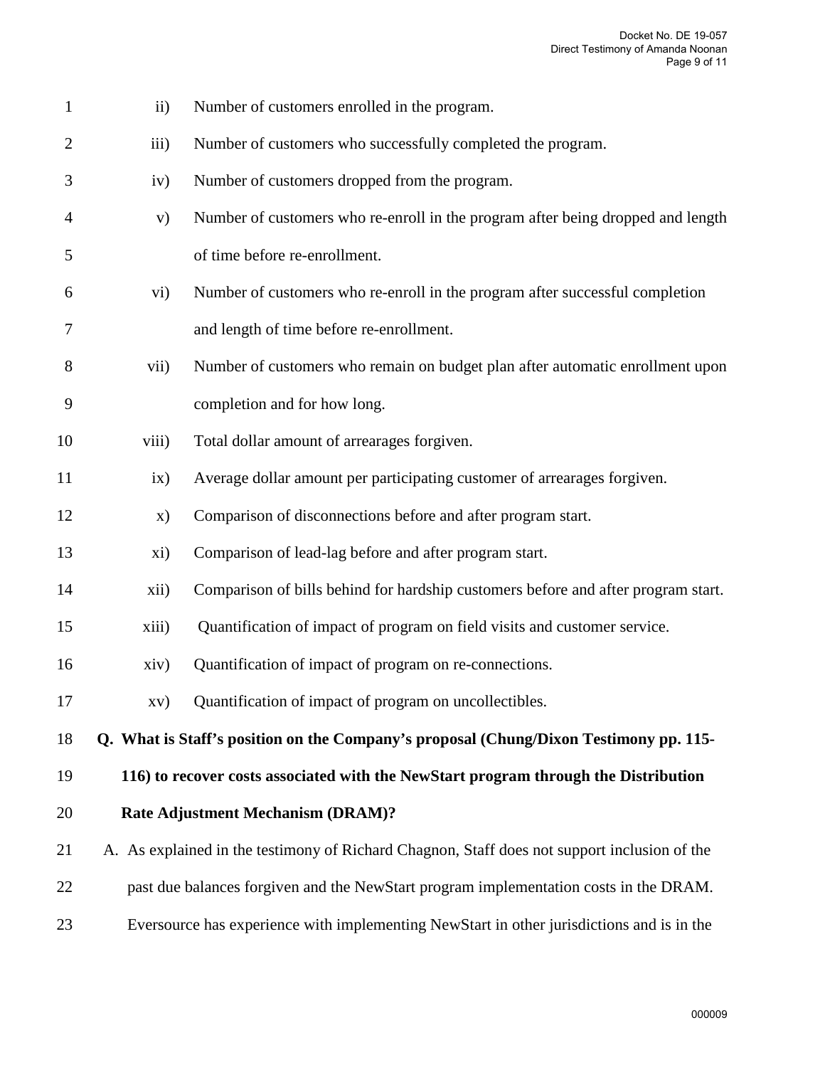ii) Number of customers enrolled in the program.

iii) Number of customers who successfully completed the program.

iv) Number of customers dropped from the program.

v) Number of customers who re-enroll in the program after being dropped and length of time before re-enrollment.

vi) Number of customers who re-enroll in the program after successful completion and length of time before re-enrollment.

vii) Number of customers who remain on budget plan after automatic enrollment upon completion and for how long.

viii) Total dollar amount of arrearages forgiven.

ix) Average dollar amount per participating customer of arrearages forgiven.

x) Comparison of disconnections before and after program start.

xi) Comparison of lead-lag before and after program start.

xii) Comparison of bills behind for hardship customers before and after program start.

xiii) Quantification of impact of program on field visits and customer service.

xiv) Quantification of impact of program on re-connections.

xv) Quantification of impact of program on uncollectibles.

**Q. What is Staff's position on the Company's proposal (Chung/Dixon Testimony pp. 115-116) to recover costs associated with the NewStart program through the Distribution Rate Adjustment Mechanism (DRAM)?**

A. As explained in the testimony of Richard Chagnon, Staff does not support inclusion of the past due balances forgiven and the NewStart program implementation costs in the DRAM. Eversource has experience with implementing NewStart in other jurisdictions and is in the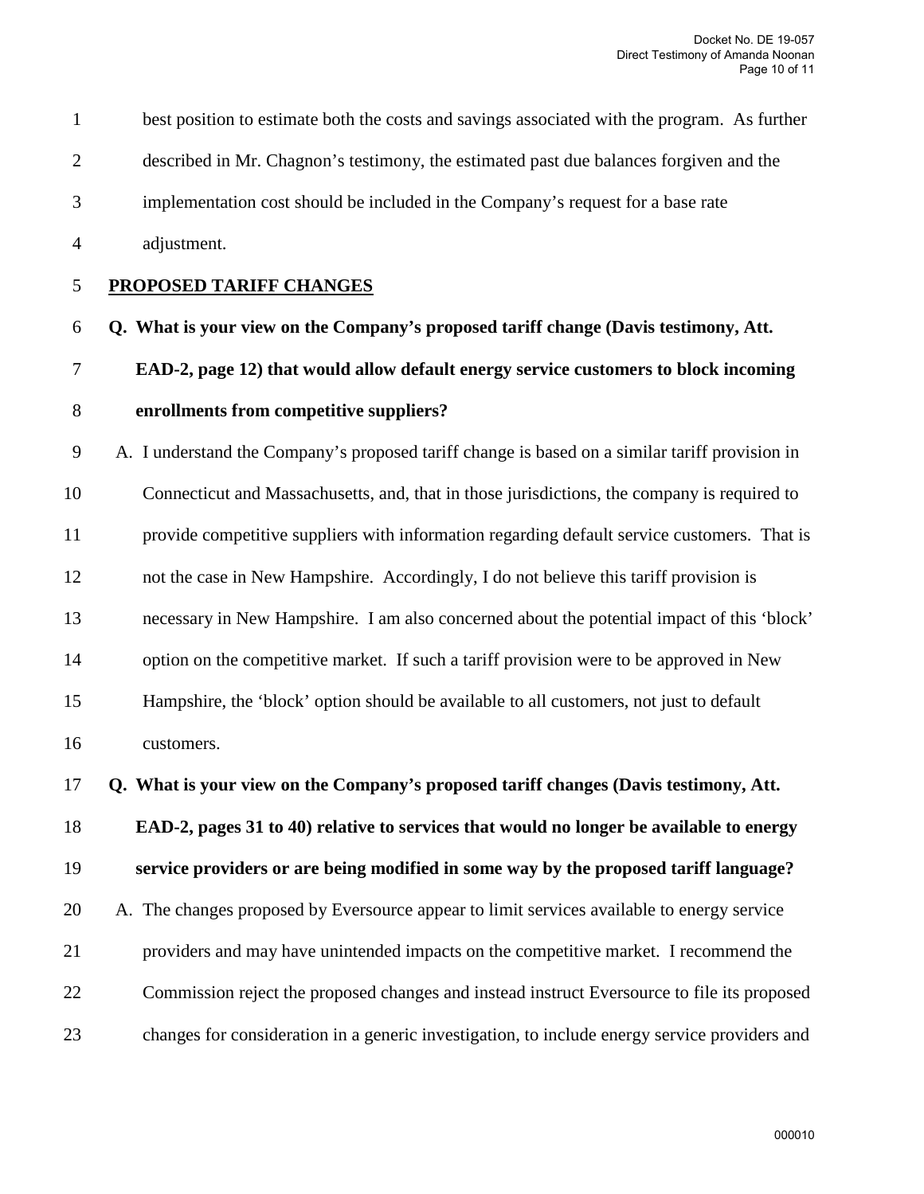best position to estimate both the costs and savings associated with the program. As further described in Mr. Chagnon's testimony, the estimated past due balances forgiven and the implementation cost should be included in the Company's request for a base rate adjustment.

**PROPOSED TARIFF CHANGES**

**Q. What is your view on the Company's proposed tariff change (Davis testimony, Att. EAD-2, page 12) that would allow default energy service customers to block incoming enrollments from competitive suppliers?**

A. I understand the Company's proposed tariff change is based on a similar tariff provision in Connecticut and Massachusetts, and, that in those jurisdictions, the company is required to provide competitive suppliers with information regarding default service customers. That is not the case in New Hampshire. Accordingly, I do not believe this tariff provision is necessary in New Hampshire. I am also concerned about the potential impact of this 'block' option on the competitive market. If such a tariff provision were to be approved in New Hampshire, the 'block' option should be available to all customers, not just to default customers.

**Q. What is your view on the Company's proposed tariff changes (Davis testimony, Att. EAD-2, pages 31 to 40) relative to services that would no longer be available to energy service providers or are being modified in some way by the proposed tariff language?**

A. The changes proposed by Eversource appear to limit services available to energy service providers and may have unintended impacts on the competitive market. I recommend the Commission reject the proposed changes and instead instruct Eversource to file its proposed changes for consideration in a generic investigation, to include energy service providers and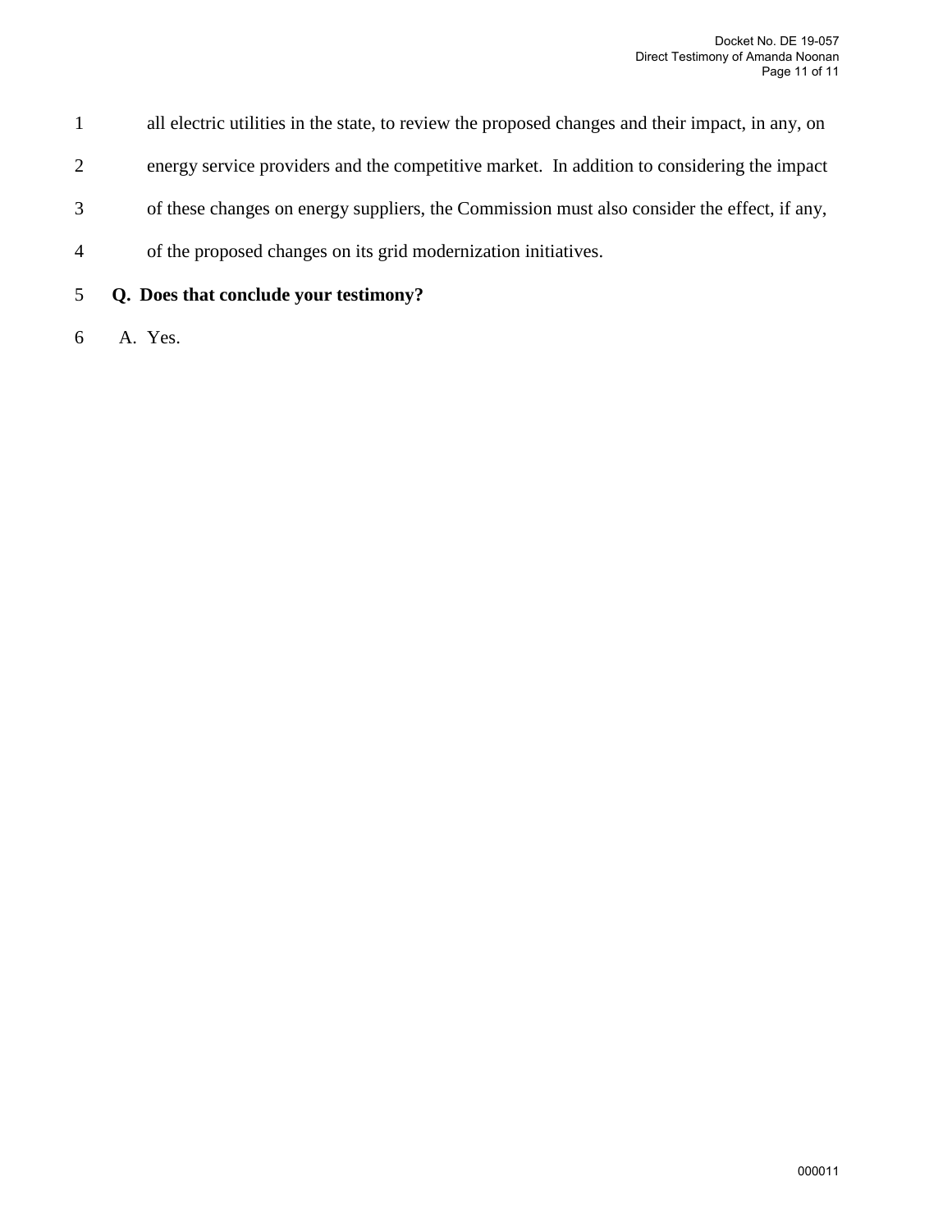all electric utilities in the state, to review the proposed changes and their impact, in any, on energy service providers and the competitive market. In addition to considering the impact of these changes on energy suppliers, the Commission must also consider the effect, if any, of the proposed changes on its grid modernization initiatives.

**Q. Does that conclude your testimony?**

A. Yes.